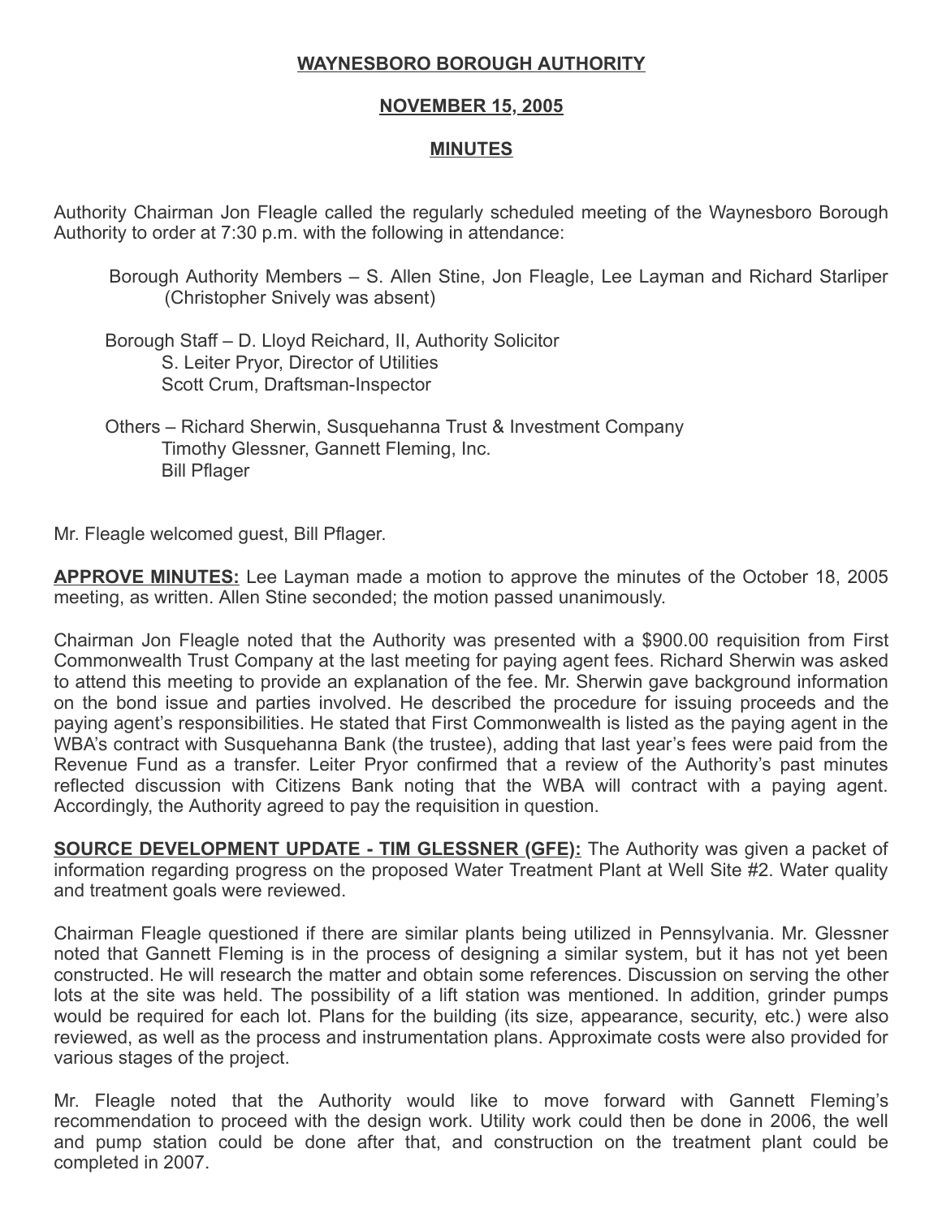# WAYNESBORO BOROUGH AUTHORITY

## NOVEMBER 15, 2005

## MINUTES

Authority Chairman Jon Fleagle called the regularly scheduled meeting of the Waynesboro Borough Authority to order at 7:30 p.m. with the following in attendance:

Borough Authority Members – S. Allen Stine, Jon Fleagle, Lee Layman and Richard Starliper (Christopher Snively was absent)

Borough Staff – D. Lloyd Reichard, II, Authority Solicitor
S. Leiter Pryor, Director of Utilities
Scott Crum, Draftsman-Inspector

Others – Richard Sherwin, Susquehanna Trust & Investment Company
Timothy Glessner, Gannett Fleming, Inc.
Bill Pflager

Mr. Fleagle welcomed guest, Bill Pflager.

**APPROVE MINUTES:** Lee Layman made a motion to approve the minutes of the October 18, 2005 meeting, as written. Allen Stine seconded; the motion passed unanimously.

Chairman Jon Fleagle noted that the Authority was presented with a $900.00 requisition from First Commonwealth Trust Company at the last meeting for paying agent fees. Richard Sherwin was asked to attend this meeting to provide an explanation of the fee. Mr. Sherwin gave background information on the bond issue and parties involved. He described the procedure for issuing proceeds and the paying agent's responsibilities. He stated that First Commonwealth is listed as the paying agent in the WBA's contract with Susquehanna Bank (the trustee), adding that last year's fees were paid from the Revenue Fund as a transfer. Leiter Pryor confirmed that a review of the Authority's past minutes reflected discussion with Citizens Bank noting that the WBA will contract with a paying agent. Accordingly, the Authority agreed to pay the requisition in question.

**SOURCE DEVELOPMENT UPDATE - TIM GLESSNER (GFE):** The Authority was given a packet of information regarding progress on the proposed Water Treatment Plant at Well Site #2. Water quality and treatment goals were reviewed.

Chairman Fleagle questioned if there are similar plants being utilized in Pennsylvania. Mr. Glessner noted that Gannett Fleming is in the process of designing a similar system, but it has not yet been constructed. He will research the matter and obtain some references. Discussion on serving the other lots at the site was held. The possibility of a lift station was mentioned. In addition, grinder pumps would be required for each lot. Plans for the building (its size, appearance, security, etc.) were also reviewed, as well as the process and instrumentation plans. Approximate costs were also provided for various stages of the project.

Mr. Fleagle noted that the Authority would like to move forward with Gannett Fleming's recommendation to proceed with the design work. Utility work could then be done in 2006, the well and pump station could be done after that, and construction on the treatment plant could be completed in 2007.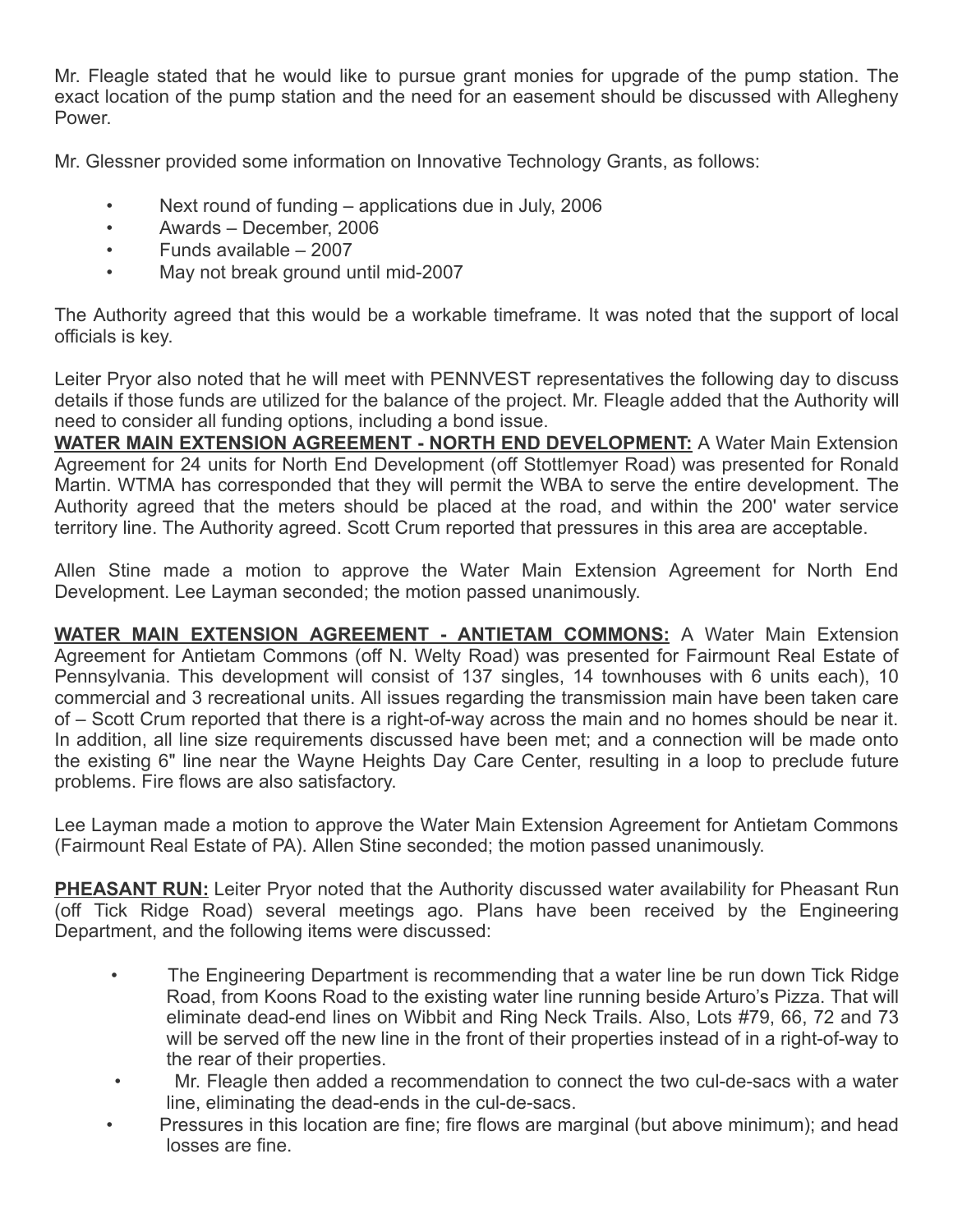Mr. Fleagle stated that he would like to pursue grant monies for upgrade of the pump station. The exact location of the pump station and the need for an easement should be discussed with Allegheny Power.

Mr. Glessner provided some information on Innovative Technology Grants, as follows:

- Next round of funding – applications due in July, 2006
- Awards – December, 2006
- Funds available – 2007
- May not break ground until mid-2007

The Authority agreed that this would be a workable timeframe. It was noted that the support of local officials is key.

Leiter Pryor also noted that he will meet with PENNVEST representatives the following day to discuss details if those funds are utilized for the balance of the project. Mr. Fleagle added that the Authority will need to consider all funding options, including a bond issue.

**WATER MAIN EXTENSION AGREEMENT - NORTH END DEVELOPMENT:** A Water Main Extension Agreement for 24 units for North End Development (off Stottlemyer Road) was presented for Ronald Martin. WTMA has corresponded that they will permit the WBA to serve the entire development. The Authority agreed that the meters should be placed at the road, and within the 200' water service territory line. The Authority agreed. Scott Crum reported that pressures in this area are acceptable.

Allen Stine made a motion to approve the Water Main Extension Agreement for North End Development. Lee Layman seconded; the motion passed unanimously.

**WATER MAIN EXTENSION AGREEMENT - ANTIETAM COMMONS:** A Water Main Extension Agreement for Antietam Commons (off N. Welty Road) was presented for Fairmount Real Estate of Pennsylvania. This development will consist of 137 singles, 14 townhouses with 6 units each), 10 commercial and 3 recreational units. All issues regarding the transmission main have been taken care of – Scott Crum reported that there is a right-of-way across the main and no homes should be near it. In addition, all line size requirements discussed have been met; and a connection will be made onto the existing 6" line near the Wayne Heights Day Care Center, resulting in a loop to preclude future problems. Fire flows are also satisfactory.

Lee Layman made a motion to approve the Water Main Extension Agreement for Antietam Commons (Fairmount Real Estate of PA). Allen Stine seconded; the motion passed unanimously.

**PHEASANT RUN:** Leiter Pryor noted that the Authority discussed water availability for Pheasant Run (off Tick Ridge Road) several meetings ago. Plans have been received by the Engineering Department, and the following items were discussed:

- The Engineering Department is recommending that a water line be run down Tick Ridge Road, from Koons Road to the existing water line running beside Arturo's Pizza. That will eliminate dead-end lines on Wibbit and Ring Neck Trails. Also, Lots #79, 66, 72 and 73 will be served off the new line in the front of their properties instead of in a right-of-way to the rear of their properties.
- Mr. Fleagle then added a recommendation to connect the two cul-de-sacs with a water line, eliminating the dead-ends in the cul-de-sacs.
- Pressures in this location are fine; fire flows are marginal (but above minimum); and head losses are fine.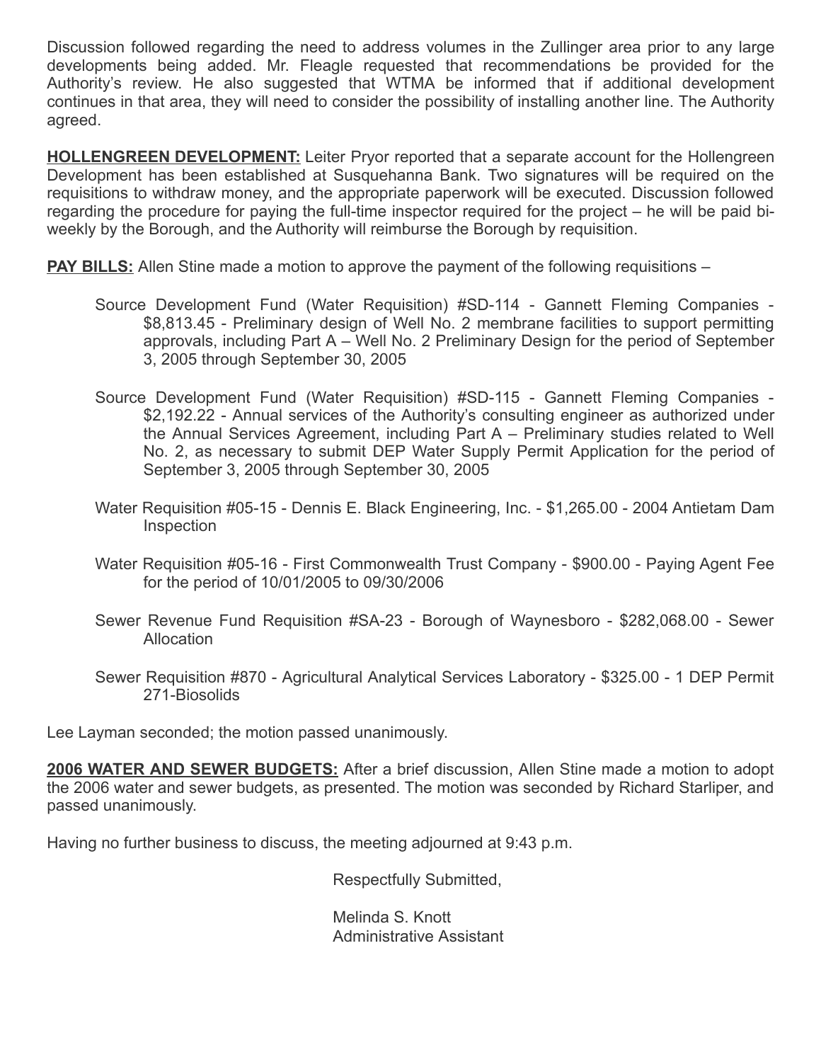Discussion followed regarding the need to address volumes in the Zullinger area prior to any large developments being added. Mr. Fleagle requested that recommendations be provided for the Authority's review. He also suggested that WTMA be informed that if additional development continues in that area, they will need to consider the possibility of installing another line. The Authority agreed.

**HOLLENGREEN DEVELOPMENT:** Leiter Pryor reported that a separate account for the Hollengreen Development has been established at Susquehanna Bank. Two signatures will be required on the requisitions to withdraw money, and the appropriate paperwork will be executed. Discussion followed regarding the procedure for paying the full-time inspector required for the project – he will be paid bi-weekly by the Borough, and the Authority will reimburse the Borough by requisition.

**PAY BILLS:** Allen Stine made a motion to approve the payment of the following requisitions –

Source Development Fund (Water Requisition) #SD-114 - Gannett Fleming Companies - $8,813.45 - Preliminary design of Well No. 2 membrane facilities to support permitting approvals, including Part A – Well No. 2 Preliminary Design for the period of September 3, 2005 through September 30, 2005

Source Development Fund (Water Requisition) #SD-115 - Gannett Fleming Companies - $2,192.22 - Annual services of the Authority's consulting engineer as authorized under the Annual Services Agreement, including Part A – Preliminary studies related to Well No. 2, as necessary to submit DEP Water Supply Permit Application for the period of September 3, 2005 through September 30, 2005

Water Requisition #05-15 - Dennis E. Black Engineering, Inc. - $1,265.00 - 2004 Antietam Dam Inspection

Water Requisition #05-16 - First Commonwealth Trust Company - $900.00 - Paying Agent Fee for the period of 10/01/2005 to 09/30/2006

Sewer Revenue Fund Requisition #SA-23 - Borough of Waynesboro - $282,068.00 - Sewer Allocation

Sewer Requisition #870 - Agricultural Analytical Services Laboratory - $325.00 - 1 DEP Permit 271-Biosolids

Lee Layman seconded; the motion passed unanimously.

**2006 WATER AND SEWER BUDGETS:** After a brief discussion, Allen Stine made a motion to adopt the 2006 water and sewer budgets, as presented. The motion was seconded by Richard Starliper, and passed unanimously.

Having no further business to discuss, the meeting adjourned at 9:43 p.m.

Respectfully Submitted,

Melinda S. Knott
Administrative Assistant